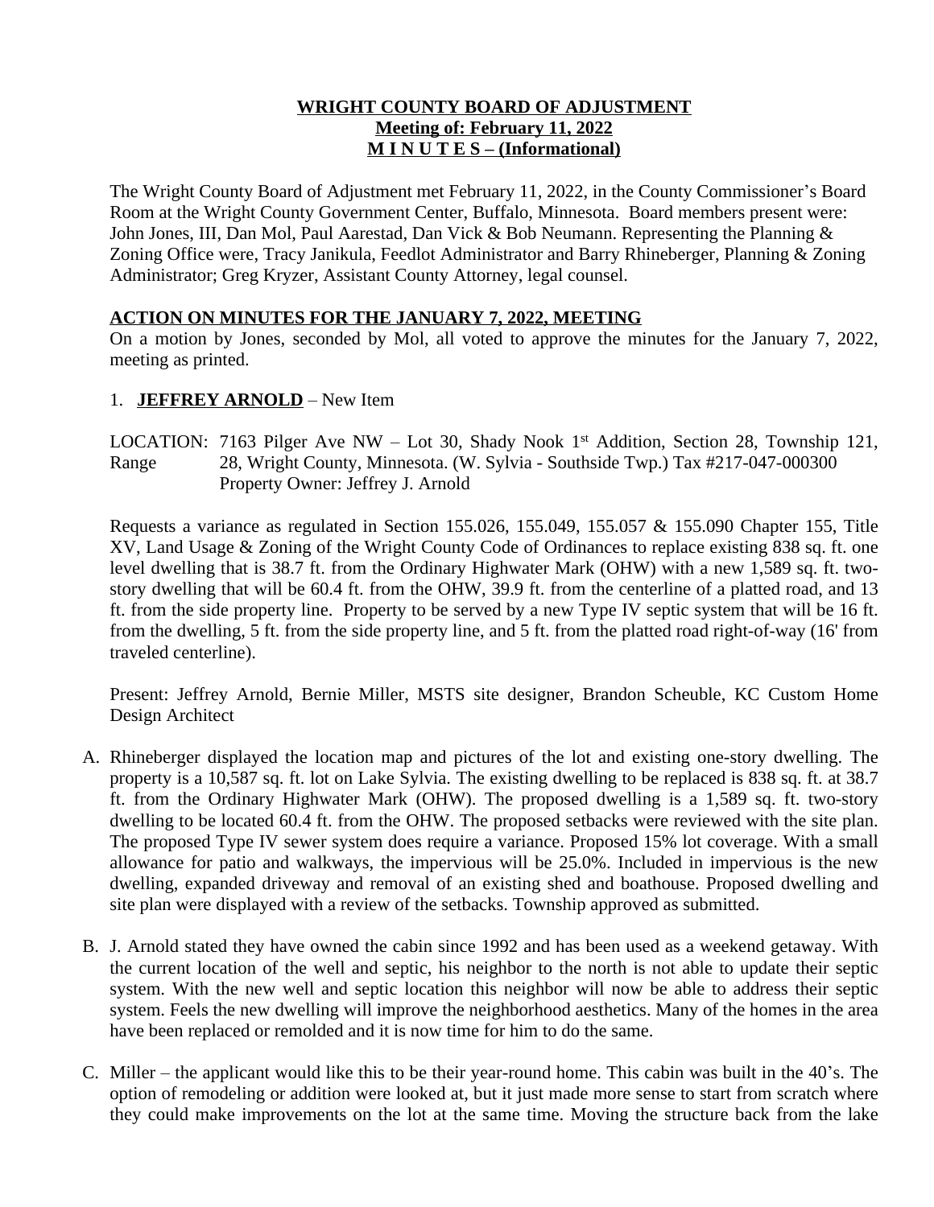**WRIGHT COUNTY BOARD OF ADJUSTMENT**
**Meeting of: February 11, 2022**
**M I N U T E S – (Informational)**

The Wright County Board of Adjustment met February 11, 2022, in the County Commissioner's Board Room at the Wright County Government Center, Buffalo, Minnesota. Board members present were: John Jones, III, Dan Mol, Paul Aarestad, Dan Vick & Bob Neumann. Representing the Planning & Zoning Office were, Tracy Janikula, Feedlot Administrator and Barry Rhineberger, Planning & Zoning Administrator; Greg Kryzer, Assistant County Attorney, legal counsel.

**ACTION ON MINUTES FOR THE JANUARY 7, 2022, MEETING**

On a motion by Jones, seconded by Mol, all voted to approve the minutes for the January 7, 2022, meeting as printed.

1. **JEFFREY ARNOLD** – New Item

LOCATION: 7163 Pilger Ave NW – Lot 30, Shady Nook 1st Addition, Section 28, Township 121, Range 28, Wright County, Minnesota. (W. Sylvia - Southside Twp.) Tax #217-047-000300 Property Owner: Jeffrey J. Arnold

Requests a variance as regulated in Section 155.026, 155.049, 155.057 & 155.090 Chapter 155, Title XV, Land Usage & Zoning of the Wright County Code of Ordinances to replace existing 838 sq. ft. one level dwelling that is 38.7 ft. from the Ordinary Highwater Mark (OHW) with a new 1,589 sq. ft. two-story dwelling that will be 60.4 ft. from the OHW, 39.9 ft. from the centerline of a platted road, and 13 ft. from the side property line. Property to be served by a new Type IV septic system that will be 16 ft. from the dwelling, 5 ft. from the side property line, and 5 ft. from the platted road right-of-way (16' from traveled centerline).

Present: Jeffrey Arnold, Bernie Miller, MSTS site designer, Brandon Scheuble, KC Custom Home Design Architect

A. Rhineberger displayed the location map and pictures of the lot and existing one-story dwelling. The property is a 10,587 sq. ft. lot on Lake Sylvia. The existing dwelling to be replaced is 838 sq. ft. at 38.7 ft. from the Ordinary Highwater Mark (OHW). The proposed dwelling is a 1,589 sq. ft. two-story dwelling to be located 60.4 ft. from the OHW. The proposed setbacks were reviewed with the site plan. The proposed Type IV sewer system does require a variance. Proposed 15% lot coverage. With a small allowance for patio and walkways, the impervious will be 25.0%. Included in impervious is the new dwelling, expanded driveway and removal of an existing shed and boathouse. Proposed dwelling and site plan were displayed with a review of the setbacks. Township approved as submitted.

B. J. Arnold stated they have owned the cabin since 1992 and has been used as a weekend getaway. With the current location of the well and septic, his neighbor to the north is not able to update their septic system. With the new well and septic location this neighbor will now be able to address their septic system. Feels the new dwelling will improve the neighborhood aesthetics. Many of the homes in the area have been replaced or remolded and it is now time for him to do the same.

C. Miller – the applicant would like this to be their year-round home. This cabin was built in the 40's. The option of remodeling or addition were looked at, but it just made more sense to start from scratch where they could make improvements on the lot at the same time. Moving the structure back from the lake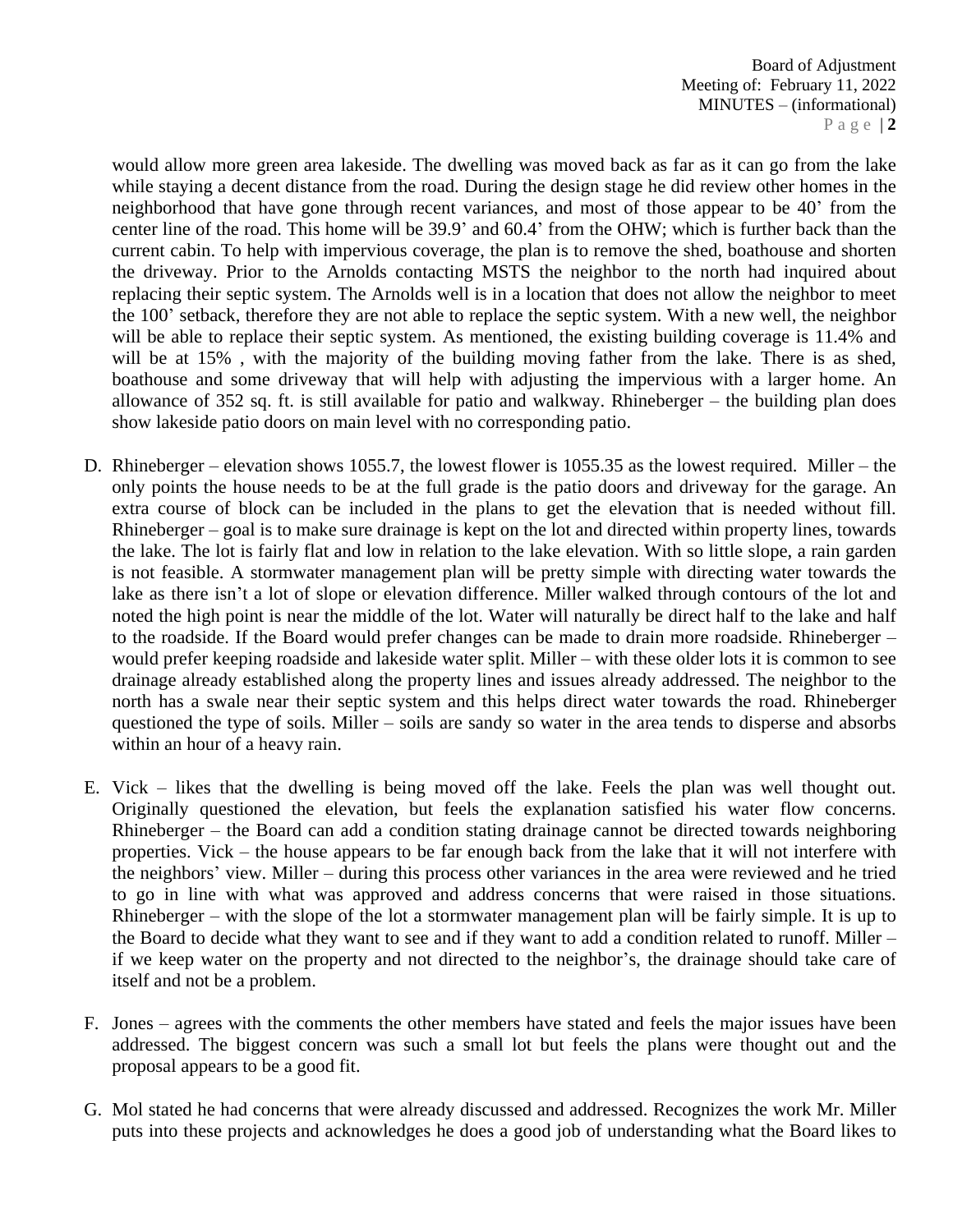would allow more green area lakeside. The dwelling was moved back as far as it can go from the lake while staying a decent distance from the road. During the design stage he did review other homes in the neighborhood that have gone through recent variances, and most of those appear to be 40' from the center line of the road. This home will be 39.9' and 60.4' from the OHW; which is further back than the current cabin. To help with impervious coverage, the plan is to remove the shed, boathouse and shorten the driveway. Prior to the Arnolds contacting MSTS the neighbor to the north had inquired about replacing their septic system. The Arnolds well is in a location that does not allow the neighbor to meet the 100' setback, therefore they are not able to replace the septic system. With a new well, the neighbor will be able to replace their septic system. As mentioned, the existing building coverage is 11.4% and will be at 15% , with the majority of the building moving father from the lake. There is as shed, boathouse and some driveway that will help with adjusting the impervious with a larger home. An allowance of 352 sq. ft. is still available for patio and walkway. Rhineberger – the building plan does show lakeside patio doors on main level with no corresponding patio.

D. Rhineberger – elevation shows 1055.7, the lowest flower is 1055.35 as the lowest required. Miller – the only points the house needs to be at the full grade is the patio doors and driveway for the garage. An extra course of block can be included in the plans to get the elevation that is needed without fill. Rhineberger – goal is to make sure drainage is kept on the lot and directed within property lines, towards the lake. The lot is fairly flat and low in relation to the lake elevation. With so little slope, a rain garden is not feasible. A stormwater management plan will be pretty simple with directing water towards the lake as there isn't a lot of slope or elevation difference. Miller walked through contours of the lot and noted the high point is near the middle of the lot. Water will naturally be direct half to the lake and half to the roadside. If the Board would prefer changes can be made to drain more roadside. Rhineberger – would prefer keeping roadside and lakeside water split. Miller – with these older lots it is common to see drainage already established along the property lines and issues already addressed. The neighbor to the north has a swale near their septic system and this helps direct water towards the road. Rhineberger questioned the type of soils. Miller – soils are sandy so water in the area tends to disperse and absorbs within an hour of a heavy rain.

E. Vick – likes that the dwelling is being moved off the lake. Feels the plan was well thought out. Originally questioned the elevation, but feels the explanation satisfied his water flow concerns. Rhineberger – the Board can add a condition stating drainage cannot be directed towards neighboring properties. Vick – the house appears to be far enough back from the lake that it will not interfere with the neighbors' view. Miller – during this process other variances in the area were reviewed and he tried to go in line with what was approved and address concerns that were raised in those situations. Rhineberger – with the slope of the lot a stormwater management plan will be fairly simple. It is up to the Board to decide what they want to see and if they want to add a condition related to runoff. Miller – if we keep water on the property and not directed to the neighbor's, the drainage should take care of itself and not be a problem.

F. Jones – agrees with the comments the other members have stated and feels the major issues have been addressed. The biggest concern was such a small lot but feels the plans were thought out and the proposal appears to be a good fit.

G. Mol stated he had concerns that were already discussed and addressed. Recognizes the work Mr. Miller puts into these projects and acknowledges he does a good job of understanding what the Board likes to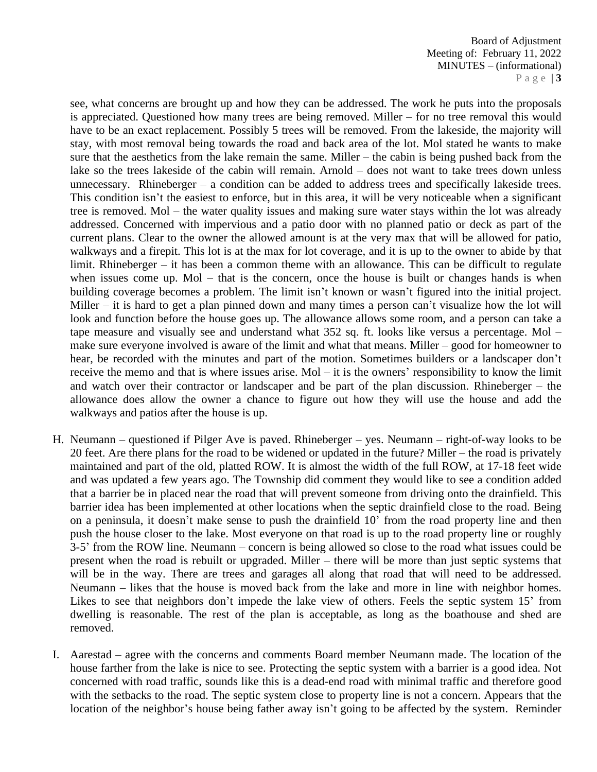see, what concerns are brought up and how they can be addressed. The work he puts into the proposals is appreciated. Questioned how many trees are being removed. Miller – for no tree removal this would have to be an exact replacement. Possibly 5 trees will be removed. From the lakeside, the majority will stay, with most removal being towards the road and back area of the lot. Mol stated he wants to make sure that the aesthetics from the lake remain the same. Miller – the cabin is being pushed back from the lake so the trees lakeside of the cabin will remain. Arnold – does not want to take trees down unless unnecessary. Rhineberger – a condition can be added to address trees and specifically lakeside trees. This condition isn't the easiest to enforce, but in this area, it will be very noticeable when a significant tree is removed. Mol – the water quality issues and making sure water stays within the lot was already addressed. Concerned with impervious and a patio door with no planned patio or deck as part of the current plans. Clear to the owner the allowed amount is at the very max that will be allowed for patio, walkways and a firepit. This lot is at the max for lot coverage, and it is up to the owner to abide by that limit. Rhineberger – it has been a common theme with an allowance. This can be difficult to regulate when issues come up. Mol – that is the concern, once the house is built or changes hands is when building coverage becomes a problem. The limit isn't known or wasn't figured into the initial project. Miller – it is hard to get a plan pinned down and many times a person can't visualize how the lot will look and function before the house goes up. The allowance allows some room, and a person can take a tape measure and visually see and understand what 352 sq. ft. looks like versus a percentage. Mol – make sure everyone involved is aware of the limit and what that means. Miller – good for homeowner to hear, be recorded with the minutes and part of the motion. Sometimes builders or a landscaper don't receive the memo and that is where issues arise. Mol – it is the owners' responsibility to know the limit and watch over their contractor or landscaper and be part of the plan discussion. Rhineberger – the allowance does allow the owner a chance to figure out how they will use the house and add the walkways and patios after the house is up.

H. Neumann – questioned if Pilger Ave is paved. Rhineberger – yes. Neumann – right-of-way looks to be 20 feet. Are there plans for the road to be widened or updated in the future? Miller – the road is privately maintained and part of the old, platted ROW. It is almost the width of the full ROW, at 17-18 feet wide and was updated a few years ago. The Township did comment they would like to see a condition added that a barrier be in placed near the road that will prevent someone from driving onto the drainfield. This barrier idea has been implemented at other locations when the septic drainfield close to the road. Being on a peninsula, it doesn't make sense to push the drainfield 10' from the road property line and then push the house closer to the lake. Most everyone on that road is up to the road property line or roughly 3-5' from the ROW line. Neumann – concern is being allowed so close to the road what issues could be present when the road is rebuilt or upgraded. Miller – there will be more than just septic systems that will be in the way. There are trees and garages all along that road that will need to be addressed. Neumann – likes that the house is moved back from the lake and more in line with neighbor homes. Likes to see that neighbors don't impede the lake view of others. Feels the septic system 15' from dwelling is reasonable. The rest of the plan is acceptable, as long as the boathouse and shed are removed.

I. Aarestad – agree with the concerns and comments Board member Neumann made. The location of the house farther from the lake is nice to see. Protecting the septic system with a barrier is a good idea. Not concerned with road traffic, sounds like this is a dead-end road with minimal traffic and therefore good with the setbacks to the road. The septic system close to property line is not a concern. Appears that the location of the neighbor's house being father away isn't going to be affected by the system. Reminder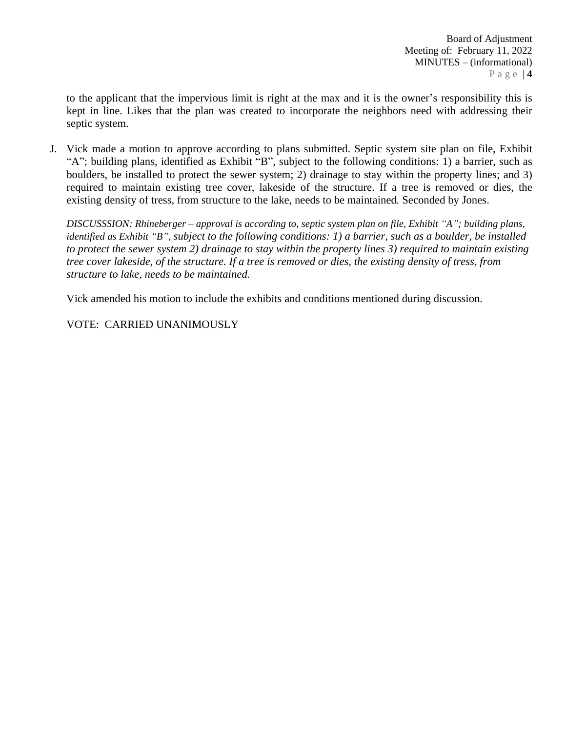to the applicant that the impervious limit is right at the max and it is the owner's responsibility this is kept in line. Likes that the plan was created to incorporate the neighbors need with addressing their septic system.

J. Vick made a motion to approve according to plans submitted. Septic system site plan on file, Exhibit "A"; building plans, identified as Exhibit "B", subject to the following conditions: 1) a barrier, such as boulders, be installed to protect the sewer system; 2) drainage to stay within the property lines; and 3) required to maintain existing tree cover, lakeside of the structure. If a tree is removed or dies, the existing density of tress, from structure to the lake, needs to be maintained. Seconded by Jones.

*DISCUSSSION: Rhineberger – approval is according to, septic system plan on file, Exhibit "A"; building plans, identified as Exhibit "B", subject to the following conditions: 1) a barrier, such as a boulder, be installed to protect the sewer system 2) drainage to stay within the property lines 3) required to maintain existing tree cover lakeside, of the structure. If a tree is removed or dies, the existing density of tress, from structure to lake, needs to be maintained.*

Vick amended his motion to include the exhibits and conditions mentioned during discussion.

VOTE: CARRIED UNANIMOUSLY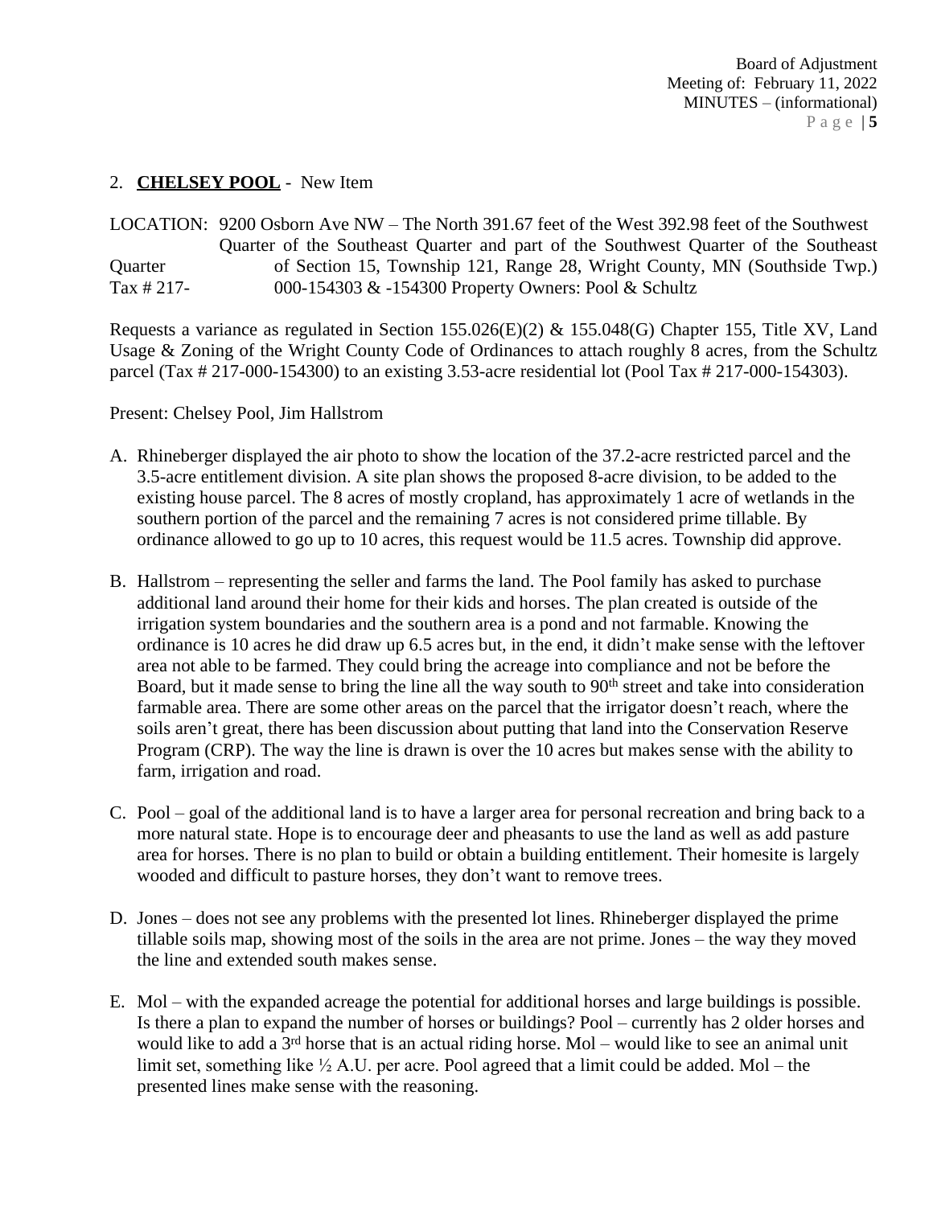2. **CHELSEY POOL** - New Item

LOCATION: 9200 Osborn Ave NW – The North 391.67 feet of the West 392.98 feet of the Southwest Quarter of the Southeast Quarter and part of the Southwest Quarter of the Southeast Quarter of Section 15, Township 121, Range 28, Wright County, MN (Southside Twp.) Tax # 217-000-154303 & -154300 Property Owners: Pool & Schultz

Requests a variance as regulated in Section 155.026(E)(2) & 155.048(G) Chapter 155, Title XV, Land Usage & Zoning of the Wright County Code of Ordinances to attach roughly 8 acres, from the Schultz parcel (Tax # 217-000-154300) to an existing 3.53-acre residential lot (Pool Tax # 217-000-154303).

Present: Chelsey Pool, Jim Hallstrom

A. Rhineberger displayed the air photo to show the location of the 37.2-acre restricted parcel and the 3.5-acre entitlement division. A site plan shows the proposed 8-acre division, to be added to the existing house parcel. The 8 acres of mostly cropland, has approximately 1 acre of wetlands in the southern portion of the parcel and the remaining 7 acres is not considered prime tillable. By ordinance allowed to go up to 10 acres, this request would be 11.5 acres. Township did approve.

B. Hallstrom – representing the seller and farms the land. The Pool family has asked to purchase additional land around their home for their kids and horses. The plan created is outside of the irrigation system boundaries and the southern area is a pond and not farmable. Knowing the ordinance is 10 acres he did draw up 6.5 acres but, in the end, it didn't make sense with the leftover area not able to be farmed. They could bring the acreage into compliance and not be before the Board, but it made sense to bring the line all the way south to 90th street and take into consideration farmable area. There are some other areas on the parcel that the irrigator doesn't reach, where the soils aren't great, there has been discussion about putting that land into the Conservation Reserve Program (CRP). The way the line is drawn is over the 10 acres but makes sense with the ability to farm, irrigation and road.

C. Pool – goal of the additional land is to have a larger area for personal recreation and bring back to a more natural state. Hope is to encourage deer and pheasants to use the land as well as add pasture area for horses. There is no plan to build or obtain a building entitlement. Their homesite is largely wooded and difficult to pasture horses, they don't want to remove trees.

D. Jones – does not see any problems with the presented lot lines. Rhineberger displayed the prime tillable soils map, showing most of the soils in the area are not prime. Jones – the way they moved the line and extended south makes sense.

E. Mol – with the expanded acreage the potential for additional horses and large buildings is possible. Is there a plan to expand the number of horses or buildings? Pool – currently has 2 older horses and would like to add a 3rd horse that is an actual riding horse. Mol – would like to see an animal unit limit set, something like ½ A.U. per acre. Pool agreed that a limit could be added. Mol – the presented lines make sense with the reasoning.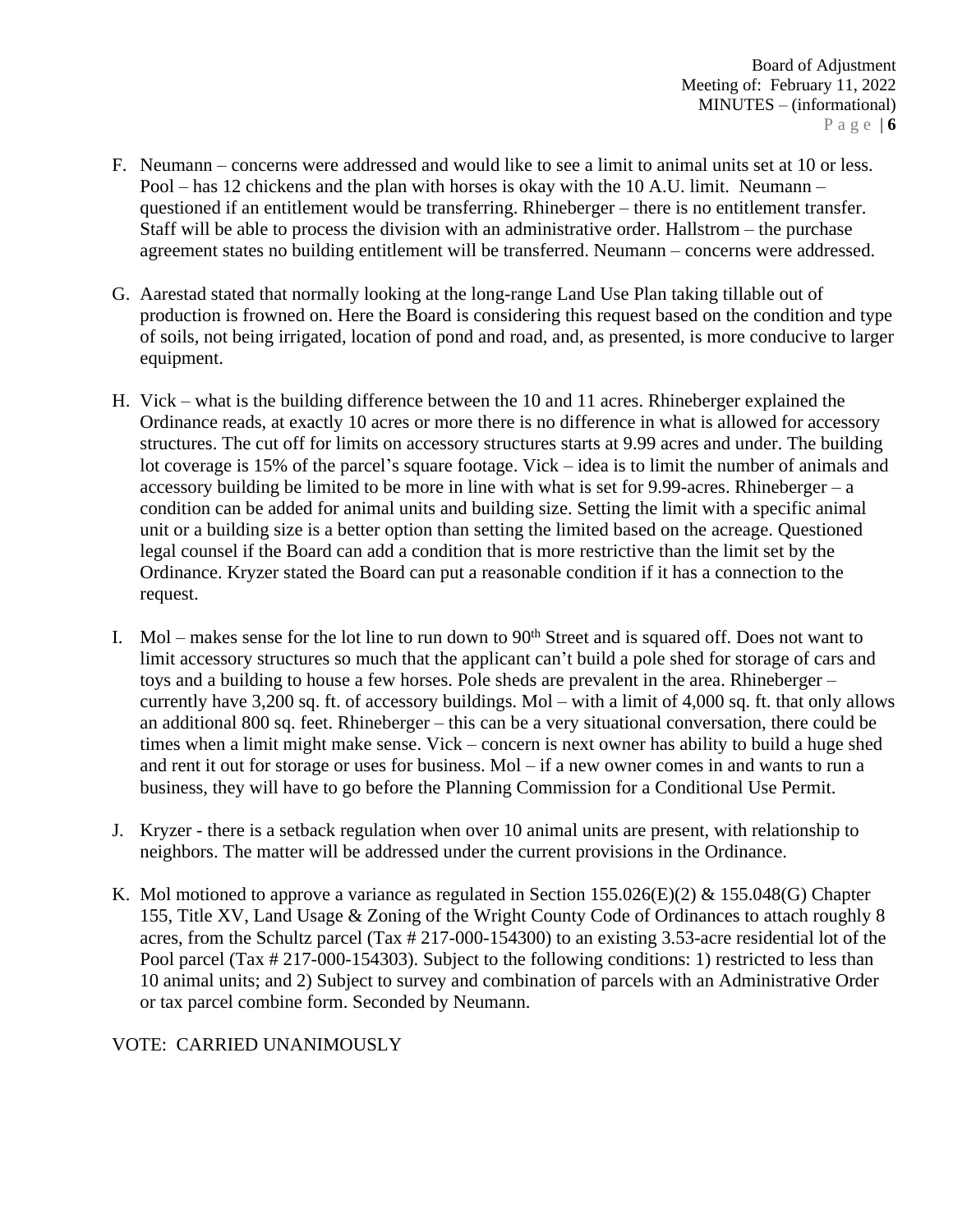F. Neumann – concerns were addressed and would like to see a limit to animal units set at 10 or less. Pool – has 12 chickens and the plan with horses is okay with the 10 A.U. limit. Neumann – questioned if an entitlement would be transferring. Rhineberger – there is no entitlement transfer. Staff will be able to process the division with an administrative order. Hallstrom – the purchase agreement states no building entitlement will be transferred. Neumann – concerns were addressed.

G. Aarestad stated that normally looking at the long-range Land Use Plan taking tillable out of production is frowned on. Here the Board is considering this request based on the condition and type of soils, not being irrigated, location of pond and road, and, as presented, is more conducive to larger equipment.

H. Vick – what is the building difference between the 10 and 11 acres. Rhineberger explained the Ordinance reads, at exactly 10 acres or more there is no difference in what is allowed for accessory structures. The cut off for limits on accessory structures starts at 9.99 acres and under. The building lot coverage is 15% of the parcel's square footage. Vick – idea is to limit the number of animals and accessory building be limited to be more in line with what is set for 9.99-acres. Rhineberger – a condition can be added for animal units and building size. Setting the limit with a specific animal unit or a building size is a better option than setting the limited based on the acreage. Questioned legal counsel if the Board can add a condition that is more restrictive than the limit set by the Ordinance. Kryzer stated the Board can put a reasonable condition if it has a connection to the request.

I. Mol – makes sense for the lot line to run down to 90th Street and is squared off. Does not want to limit accessory structures so much that the applicant can't build a pole shed for storage of cars and toys and a building to house a few horses. Pole sheds are prevalent in the area. Rhineberger – currently have 3,200 sq. ft. of accessory buildings. Mol – with a limit of 4,000 sq. ft. that only allows an additional 800 sq. feet. Rhineberger – this can be a very situational conversation, there could be times when a limit might make sense. Vick – concern is next owner has ability to build a huge shed and rent it out for storage or uses for business. Mol – if a new owner comes in and wants to run a business, they will have to go before the Planning Commission for a Conditional Use Permit.

J. Kryzer - there is a setback regulation when over 10 animal units are present, with relationship to neighbors. The matter will be addressed under the current provisions in the Ordinance.

K. Mol motioned to approve a variance as regulated in Section 155.026(E)(2) & 155.048(G) Chapter 155, Title XV, Land Usage & Zoning of the Wright County Code of Ordinances to attach roughly 8 acres, from the Schultz parcel (Tax # 217-000-154300) to an existing 3.53-acre residential lot of the Pool parcel (Tax # 217-000-154303). Subject to the following conditions: 1) restricted to less than 10 animal units; and 2) Subject to survey and combination of parcels with an Administrative Order or tax parcel combine form. Seconded by Neumann.

VOTE: CARRIED UNANIMOUSLY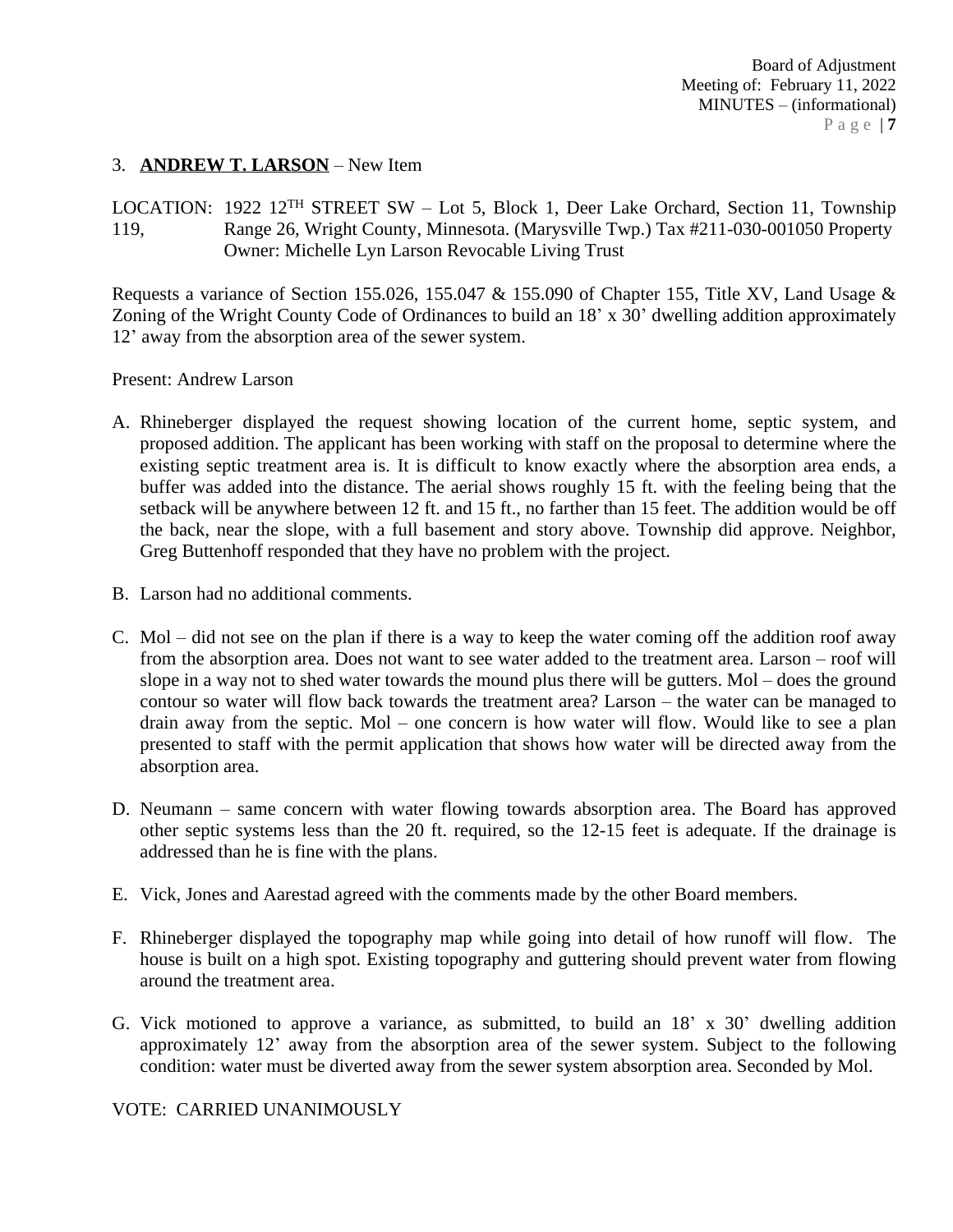3. **ANDREW T. LARSON** – New Item

LOCATION: 1922 12TH STREET SW – Lot 5, Block 1, Deer Lake Orchard, Section 11, Township 119, Range 26, Wright County, Minnesota. (Marysville Twp.) Tax #211-030-001050 Property Owner: Michelle Lyn Larson Revocable Living Trust

Requests a variance of Section 155.026, 155.047 & 155.090 of Chapter 155, Title XV, Land Usage & Zoning of the Wright County Code of Ordinances to build an 18' x 30' dwelling addition approximately 12' away from the absorption area of the sewer system.

Present: Andrew Larson

A. Rhineberger displayed the request showing location of the current home, septic system, and proposed addition. The applicant has been working with staff on the proposal to determine where the existing septic treatment area is. It is difficult to know exactly where the absorption area ends, a buffer was added into the distance. The aerial shows roughly 15 ft. with the feeling being that the setback will be anywhere between 12 ft. and 15 ft., no farther than 15 feet. The addition would be off the back, near the slope, with a full basement and story above. Township did approve. Neighbor, Greg Buttenhoff responded that they have no problem with the project.

B. Larson had no additional comments.

C. Mol – did not see on the plan if there is a way to keep the water coming off the addition roof away from the absorption area. Does not want to see water added to the treatment area. Larson – roof will slope in a way not to shed water towards the mound plus there will be gutters. Mol – does the ground contour so water will flow back towards the treatment area? Larson – the water can be managed to drain away from the septic. Mol – one concern is how water will flow. Would like to see a plan presented to staff with the permit application that shows how water will be directed away from the absorption area.

D. Neumann – same concern with water flowing towards absorption area. The Board has approved other septic systems less than the 20 ft. required, so the 12-15 feet is adequate. If the drainage is addressed than he is fine with the plans.

E. Vick, Jones and Aarestad agreed with the comments made by the other Board members.

F. Rhineberger displayed the topography map while going into detail of how runoff will flow. The house is built on a high spot. Existing topography and guttering should prevent water from flowing around the treatment area.

G. Vick motioned to approve a variance, as submitted, to build an 18' x 30' dwelling addition approximately 12' away from the absorption area of the sewer system. Subject to the following condition: water must be diverted away from the sewer system absorption area. Seconded by Mol.

VOTE: CARRIED UNANIMOUSLY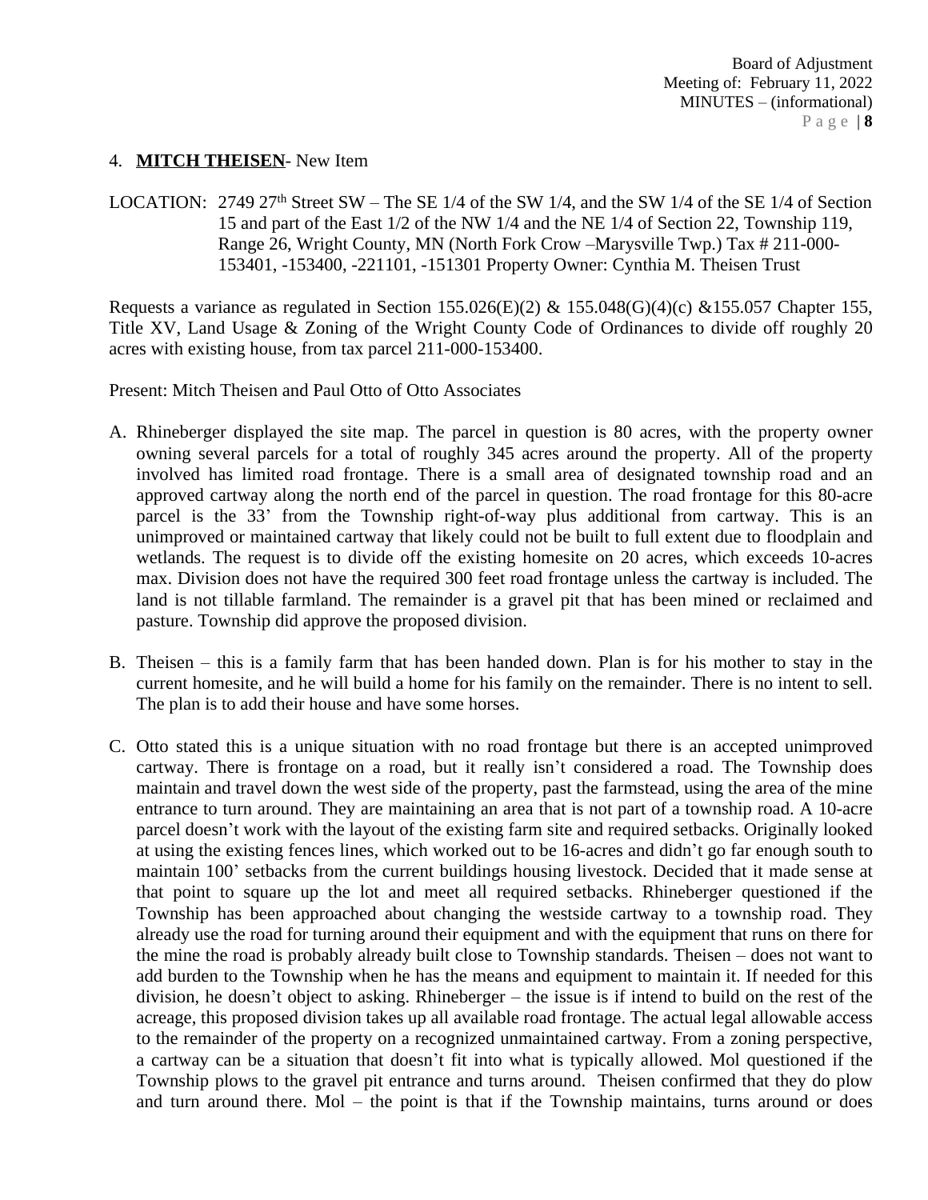4. **MITCH THEISEN**- New Item

LOCATION: 2749 27th Street SW – The SE 1/4 of the SW 1/4, and the SW 1/4 of the SE 1/4 of Section 15 and part of the East 1/2 of the NW 1/4 and the NE 1/4 of Section 22, Township 119, Range 26, Wright County, MN (North Fork Crow –Marysville Twp.) Tax # 211-000-153401, -153400, -221101, -151301 Property Owner: Cynthia M. Theisen Trust

Requests a variance as regulated in Section 155.026(E)(2) & 155.048(G)(4)(c) &155.057 Chapter 155, Title XV, Land Usage & Zoning of the Wright County Code of Ordinances to divide off roughly 20 acres with existing house, from tax parcel 211-000-153400.

Present: Mitch Theisen and Paul Otto of Otto Associates

A. Rhineberger displayed the site map. The parcel in question is 80 acres, with the property owner owning several parcels for a total of roughly 345 acres around the property. All of the property involved has limited road frontage. There is a small area of designated township road and an approved cartway along the north end of the parcel in question. The road frontage for this 80-acre parcel is the 33' from the Township right-of-way plus additional from cartway. This is an unimproved or maintained cartway that likely could not be built to full extent due to floodplain and wetlands. The request is to divide off the existing homesite on 20 acres, which exceeds 10-acres max. Division does not have the required 300 feet road frontage unless the cartway is included. The land is not tillable farmland. The remainder is a gravel pit that has been mined or reclaimed and pasture. Township did approve the proposed division.

B. Theisen – this is a family farm that has been handed down. Plan is for his mother to stay in the current homesite, and he will build a home for his family on the remainder. There is no intent to sell. The plan is to add their house and have some horses.

C. Otto stated this is a unique situation with no road frontage but there is an accepted unimproved cartway. There is frontage on a road, but it really isn't considered a road. The Township does maintain and travel down the west side of the property, past the farmstead, using the area of the mine entrance to turn around. They are maintaining an area that is not part of a township road. A 10-acre parcel doesn't work with the layout of the existing farm site and required setbacks. Originally looked at using the existing fences lines, which worked out to be 16-acres and didn't go far enough south to maintain 100' setbacks from the current buildings housing livestock. Decided that it made sense at that point to square up the lot and meet all required setbacks. Rhineberger questioned if the Township has been approached about changing the westside cartway to a township road. They already use the road for turning around their equipment and with the equipment that runs on there for the mine the road is probably already built close to Township standards. Theisen – does not want to add burden to the Township when he has the means and equipment to maintain it. If needed for this division, he doesn't object to asking. Rhineberger – the issue is if intend to build on the rest of the acreage, this proposed division takes up all available road frontage. The actual legal allowable access to the remainder of the property on a recognized unmaintained cartway. From a zoning perspective, a cartway can be a situation that doesn't fit into what is typically allowed. Mol questioned if the Township plows to the gravel pit entrance and turns around. Theisen confirmed that they do plow and turn around there. Mol – the point is that if the Township maintains, turns around or does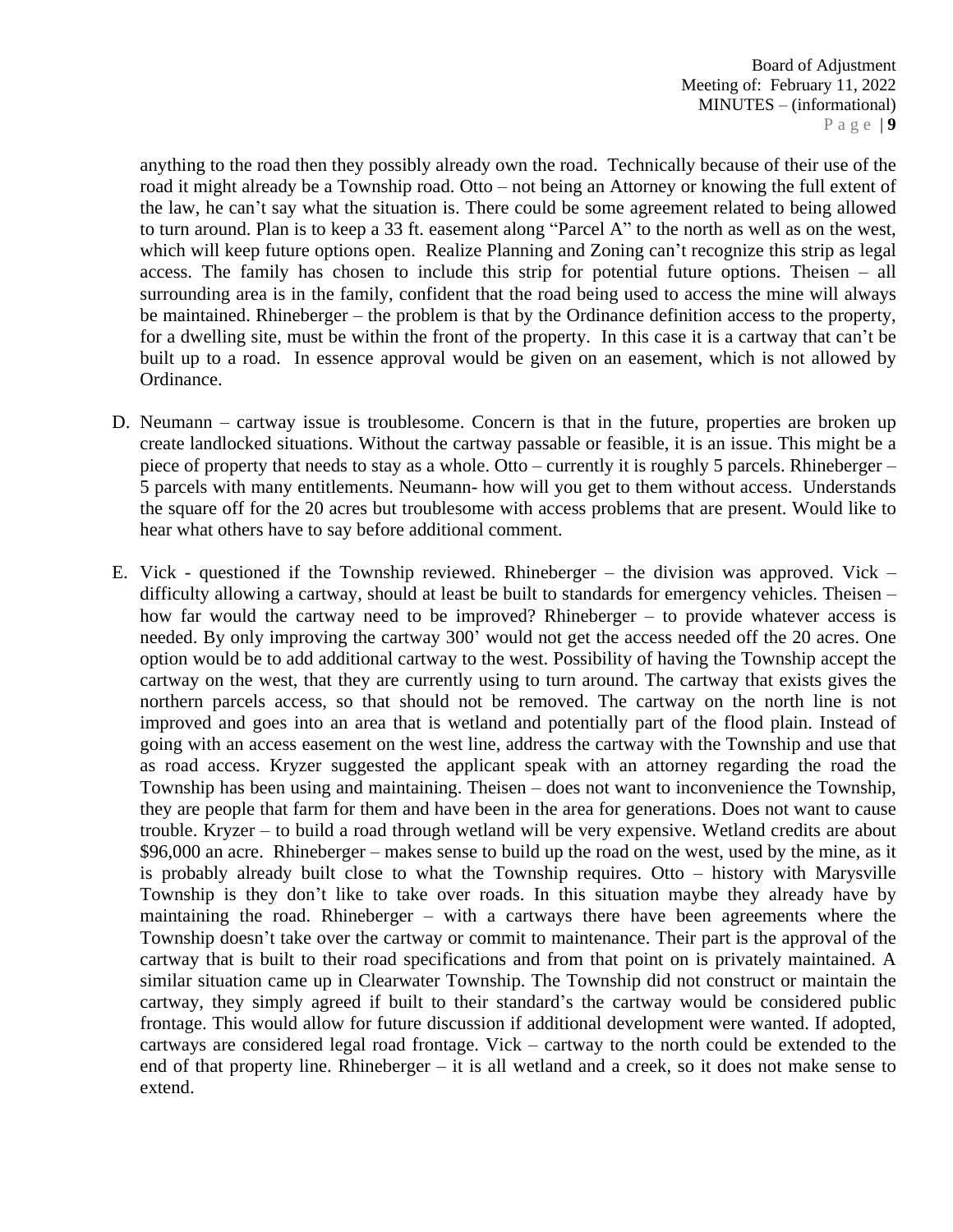anything to the road then they possibly already own the road. Technically because of their use of the road it might already be a Township road. Otto – not being an Attorney or knowing the full extent of the law, he can't say what the situation is. There could be some agreement related to being allowed to turn around. Plan is to keep a 33 ft. easement along "Parcel A" to the north as well as on the west, which will keep future options open. Realize Planning and Zoning can't recognize this strip as legal access. The family has chosen to include this strip for potential future options. Theisen – all surrounding area is in the family, confident that the road being used to access the mine will always be maintained. Rhineberger – the problem is that by the Ordinance definition access to the property, for a dwelling site, must be within the front of the property. In this case it is a cartway that can't be built up to a road. In essence approval would be given on an easement, which is not allowed by Ordinance.

D. Neumann – cartway issue is troublesome. Concern is that in the future, properties are broken up create landlocked situations. Without the cartway passable or feasible, it is an issue. This might be a piece of property that needs to stay as a whole. Otto – currently it is roughly 5 parcels. Rhineberger – 5 parcels with many entitlements. Neumann- how will you get to them without access. Understands the square off for the 20 acres but troublesome with access problems that are present. Would like to hear what others have to say before additional comment.

E. Vick - questioned if the Township reviewed. Rhineberger – the division was approved. Vick – difficulty allowing a cartway, should at least be built to standards for emergency vehicles. Theisen – how far would the cartway need to be improved? Rhineberger – to provide whatever access is needed. By only improving the cartway 300' would not get the access needed off the 20 acres. One option would be to add additional cartway to the west. Possibility of having the Township accept the cartway on the west, that they are currently using to turn around. The cartway that exists gives the northern parcels access, so that should not be removed. The cartway on the north line is not improved and goes into an area that is wetland and potentially part of the flood plain. Instead of going with an access easement on the west line, address the cartway with the Township and use that as road access. Kryzer suggested the applicant speak with an attorney regarding the road the Township has been using and maintaining. Theisen – does not want to inconvenience the Township, they are people that farm for them and have been in the area for generations. Does not want to cause trouble. Kryzer – to build a road through wetland will be very expensive. Wetland credits are about $96,000 an acre. Rhineberger – makes sense to build up the road on the west, used by the mine, as it is probably already built close to what the Township requires. Otto – history with Marysville Township is they don't like to take over roads. In this situation maybe they already have by maintaining the road. Rhineberger – with a cartways there have been agreements where the Township doesn't take over the cartway or commit to maintenance. Their part is the approval of the cartway that is built to their road specifications and from that point on is privately maintained. A similar situation came up in Clearwater Township. The Township did not construct or maintain the cartway, they simply agreed if built to their standard's the cartway would be considered public frontage. This would allow for future discussion if additional development were wanted. If adopted, cartways are considered legal road frontage. Vick – cartway to the north could be extended to the end of that property line. Rhineberger – it is all wetland and a creek, so it does not make sense to extend.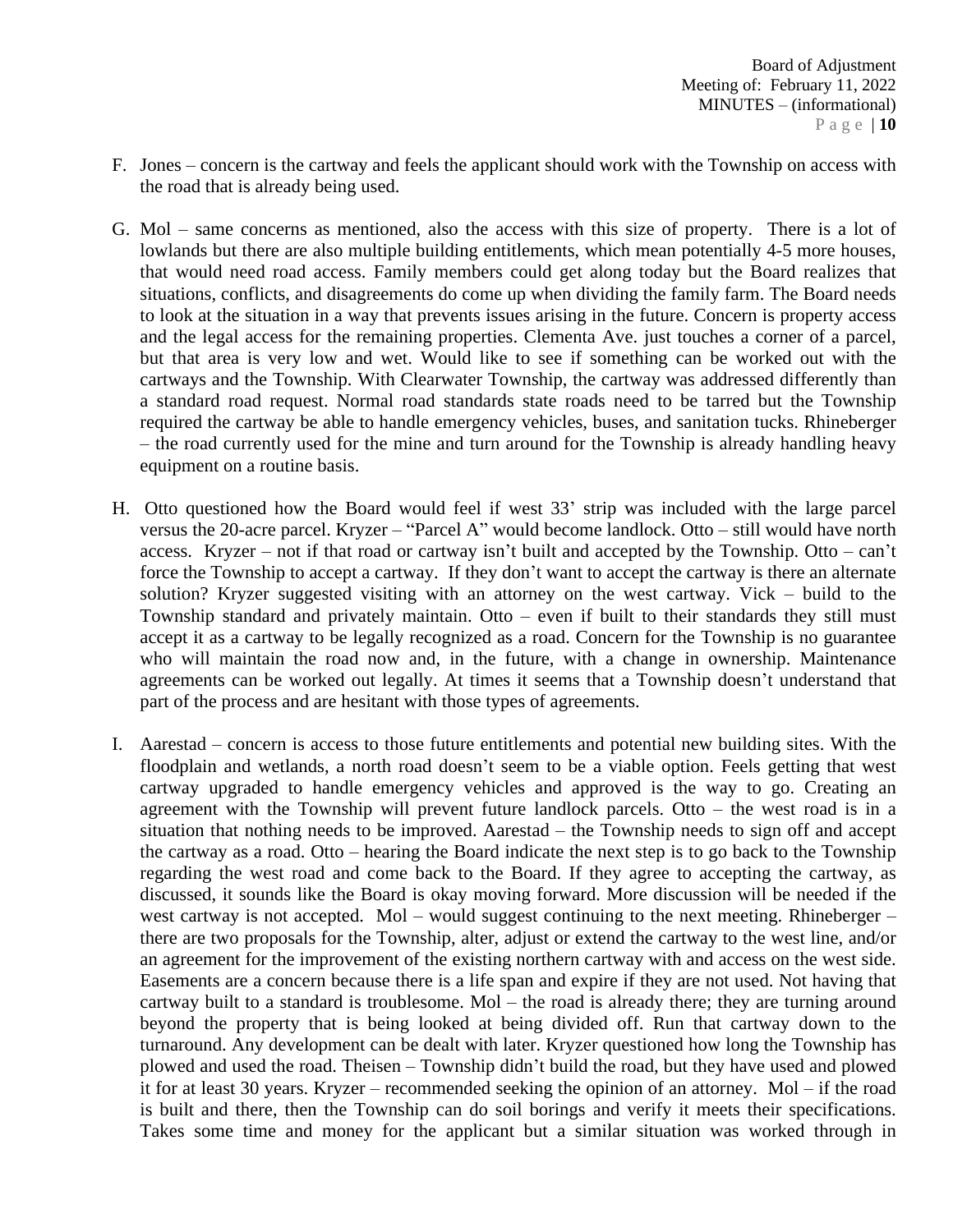F. Jones – concern is the cartway and feels the applicant should work with the Township on access with the road that is already being used.

G. Mol – same concerns as mentioned, also the access with this size of property. There is a lot of lowlands but there are also multiple building entitlements, which mean potentially 4-5 more houses, that would need road access. Family members could get along today but the Board realizes that situations, conflicts, and disagreements do come up when dividing the family farm. The Board needs to look at the situation in a way that prevents issues arising in the future. Concern is property access and the legal access for the remaining properties. Clementa Ave. just touches a corner of a parcel, but that area is very low and wet. Would like to see if something can be worked out with the cartways and the Township. With Clearwater Township, the cartway was addressed differently than a standard road request. Normal road standards state roads need to be tarred but the Township required the cartway be able to handle emergency vehicles, buses, and sanitation tucks. Rhineberger – the road currently used for the mine and turn around for the Township is already handling heavy equipment on a routine basis.

H. Otto questioned how the Board would feel if west 33' strip was included with the large parcel versus the 20-acre parcel. Kryzer – "Parcel A" would become landlock. Otto – still would have north access. Kryzer – not if that road or cartway isn't built and accepted by the Township. Otto – can't force the Township to accept a cartway. If they don't want to accept the cartway is there an alternate solution? Kryzer suggested visiting with an attorney on the west cartway. Vick – build to the Township standard and privately maintain. Otto – even if built to their standards they still must accept it as a cartway to be legally recognized as a road. Concern for the Township is no guarantee who will maintain the road now and, in the future, with a change in ownership. Maintenance agreements can be worked out legally. At times it seems that a Township doesn't understand that part of the process and are hesitant with those types of agreements.

I. Aarestad – concern is access to those future entitlements and potential new building sites. With the floodplain and wetlands, a north road doesn't seem to be a viable option. Feels getting that west cartway upgraded to handle emergency vehicles and approved is the way to go. Creating an agreement with the Township will prevent future landlock parcels. Otto – the west road is in a situation that nothing needs to be improved. Aarestad – the Township needs to sign off and accept the cartway as a road. Otto – hearing the Board indicate the next step is to go back to the Township regarding the west road and come back to the Board. If they agree to accepting the cartway, as discussed, it sounds like the Board is okay moving forward. More discussion will be needed if the west cartway is not accepted. Mol – would suggest continuing to the next meeting. Rhineberger – there are two proposals for the Township, alter, adjust or extend the cartway to the west line, and/or an agreement for the improvement of the existing northern cartway with and access on the west side. Easements are a concern because there is a life span and expire if they are not used. Not having that cartway built to a standard is troublesome. Mol – the road is already there; they are turning around beyond the property that is being looked at being divided off. Run that cartway down to the turnaround. Any development can be dealt with later. Kryzer questioned how long the Township has plowed and used the road. Theisen – Township didn't build the road, but they have used and plowed it for at least 30 years. Kryzer – recommended seeking the opinion of an attorney. Mol – if the road is built and there, then the Township can do soil borings and verify it meets their specifications. Takes some time and money for the applicant but a similar situation was worked through in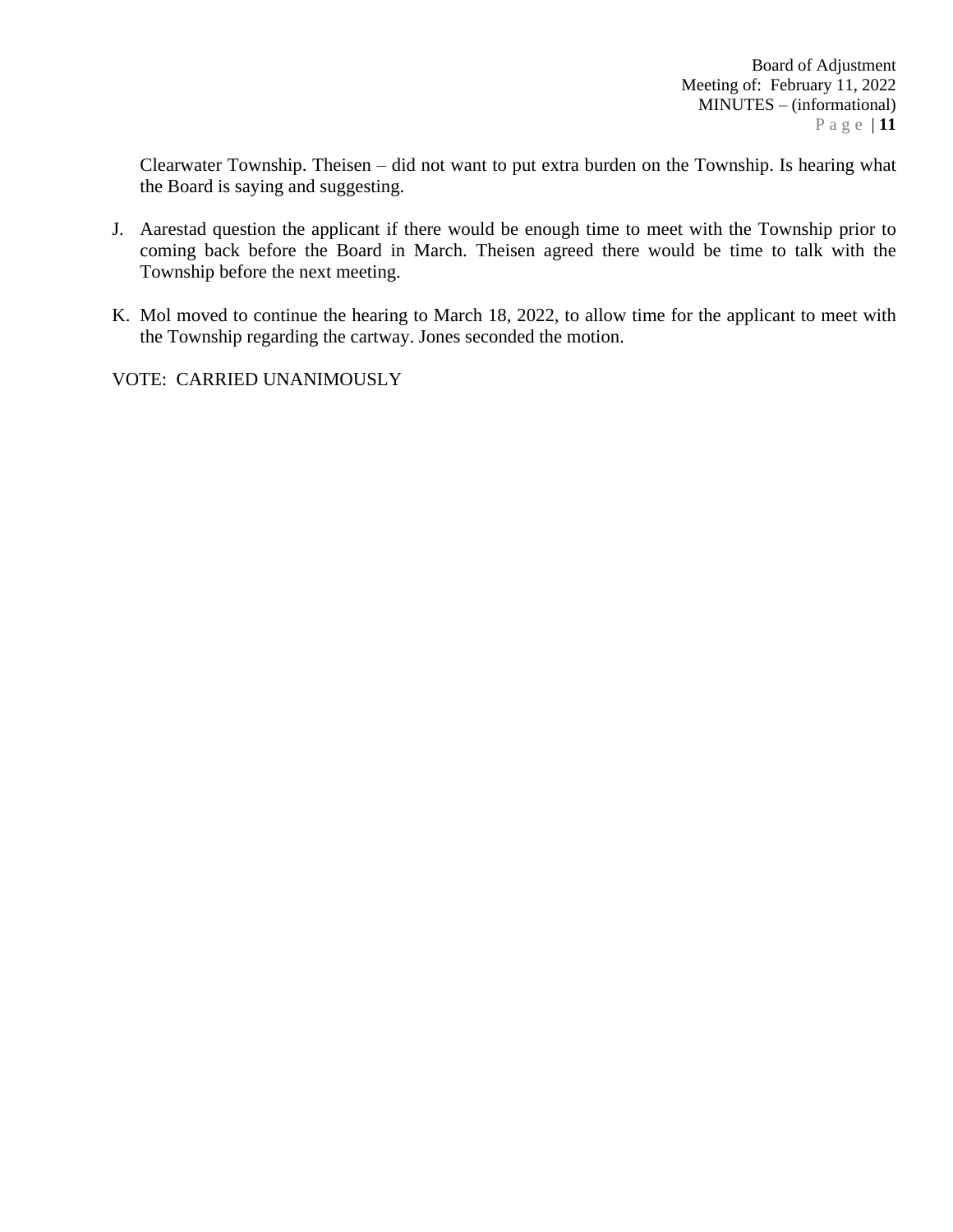Clearwater Township. Theisen – did not want to put extra burden on the Township. Is hearing what the Board is saying and suggesting.

J. Aarestad question the applicant if there would be enough time to meet with the Township prior to coming back before the Board in March. Theisen agreed there would be time to talk with the Township before the next meeting.

K. Mol moved to continue the hearing to March 18, 2022, to allow time for the applicant to meet with the Township regarding the cartway. Jones seconded the motion.

VOTE: CARRIED UNANIMOUSLY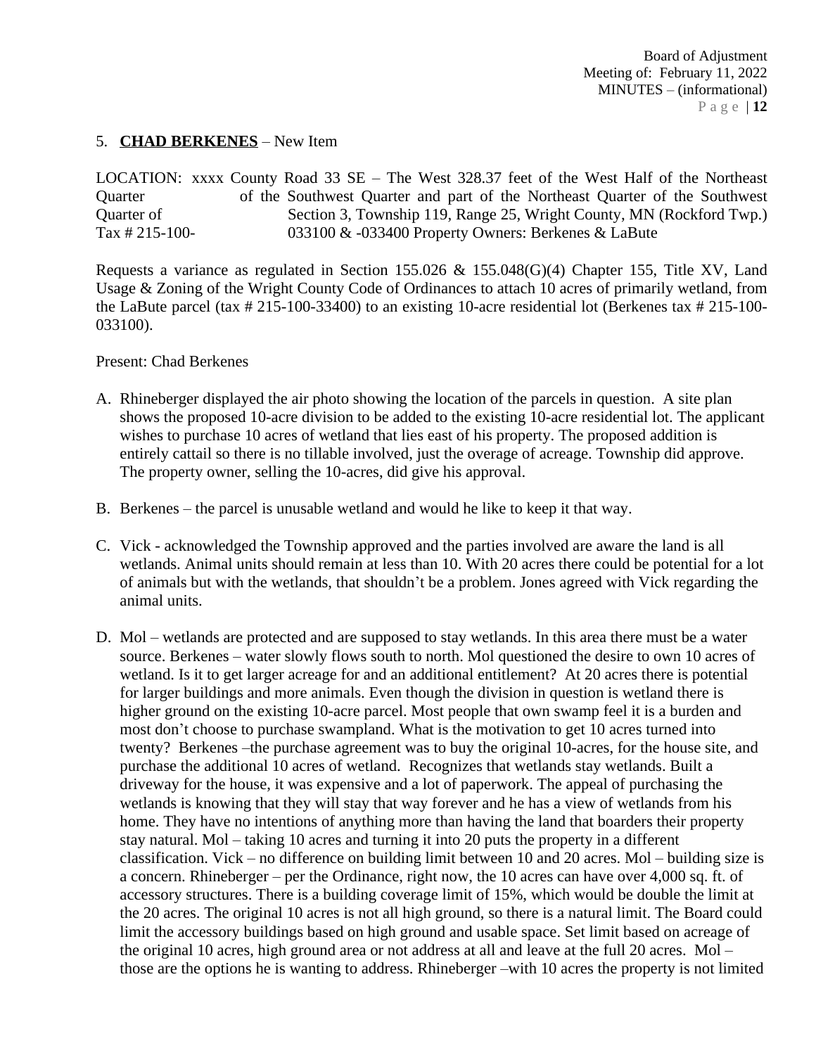5. **CHAD BERKENES** – New Item

LOCATION: xxxx County Road 33 SE – The West 328.37 feet of the West Half of the Northeast Quarter of the Southwest Quarter and part of the Northeast Quarter of the Southwest Quarter of Section 3, Township 119, Range 25, Wright County, MN (Rockford Twp.) Tax # 215-100-033100 & -033400 Property Owners: Berkenes & LaBute

Requests a variance as regulated in Section 155.026 & 155.048(G)(4) Chapter 155, Title XV, Land Usage & Zoning of the Wright County Code of Ordinances to attach 10 acres of primarily wetland, from the LaBute parcel (tax # 215-100-33400) to an existing 10-acre residential lot (Berkenes tax # 215-100-033100).

Present: Chad Berkenes

A. Rhineberger displayed the air photo showing the location of the parcels in question. A site plan shows the proposed 10-acre division to be added to the existing 10-acre residential lot. The applicant wishes to purchase 10 acres of wetland that lies east of his property. The proposed addition is entirely cattail so there is no tillable involved, just the overage of acreage. Township did approve. The property owner, selling the 10-acres, did give his approval.

B. Berkenes – the parcel is unusable wetland and would he like to keep it that way.

C. Vick - acknowledged the Township approved and the parties involved are aware the land is all wetlands. Animal units should remain at less than 10. With 20 acres there could be potential for a lot of animals but with the wetlands, that shouldn't be a problem. Jones agreed with Vick regarding the animal units.

D. Mol – wetlands are protected and are supposed to stay wetlands. In this area there must be a water source. Berkenes – water slowly flows south to north. Mol questioned the desire to own 10 acres of wetland. Is it to get larger acreage for and an additional entitlement? At 20 acres there is potential for larger buildings and more animals. Even though the division in question is wetland there is higher ground on the existing 10-acre parcel. Most people that own swamp feel it is a burden and most don't choose to purchase swampland. What is the motivation to get 10 acres turned into twenty? Berkenes –the purchase agreement was to buy the original 10-acres, for the house site, and purchase the additional 10 acres of wetland. Recognizes that wetlands stay wetlands. Built a driveway for the house, it was expensive and a lot of paperwork. The appeal of purchasing the wetlands is knowing that they will stay that way forever and he has a view of wetlands from his home. They have no intentions of anything more than having the land that boarders their property stay natural. Mol – taking 10 acres and turning it into 20 puts the property in a different classification. Vick – no difference on building limit between 10 and 20 acres. Mol – building size is a concern. Rhineberger – per the Ordinance, right now, the 10 acres can have over 4,000 sq. ft. of accessory structures. There is a building coverage limit of 15%, which would be double the limit at the 20 acres. The original 10 acres is not all high ground, so there is a natural limit. The Board could limit the accessory buildings based on high ground and usable space. Set limit based on acreage of the original 10 acres, high ground area or not address at all and leave at the full 20 acres. Mol – those are the options he is wanting to address. Rhineberger –with 10 acres the property is not limited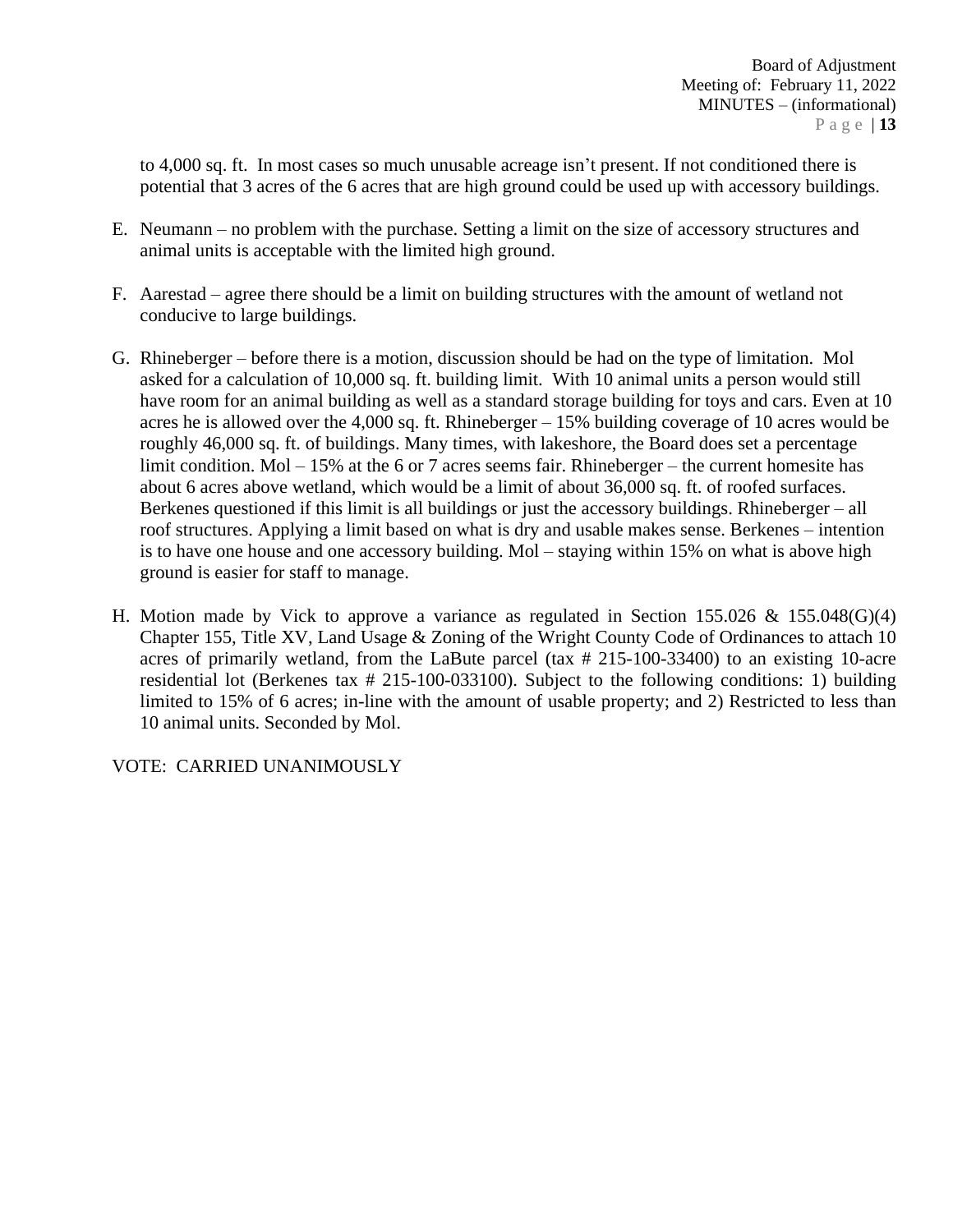to 4,000 sq. ft. In most cases so much unusable acreage isn't present. If not conditioned there is potential that 3 acres of the 6 acres that are high ground could be used up with accessory buildings.

E. Neumann – no problem with the purchase. Setting a limit on the size of accessory structures and animal units is acceptable with the limited high ground.

F. Aarestad – agree there should be a limit on building structures with the amount of wetland not conducive to large buildings.

G. Rhineberger – before there is a motion, discussion should be had on the type of limitation. Mol asked for a calculation of 10,000 sq. ft. building limit. With 10 animal units a person would still have room for an animal building as well as a standard storage building for toys and cars. Even at 10 acres he is allowed over the 4,000 sq. ft. Rhineberger – 15% building coverage of 10 acres would be roughly 46,000 sq. ft. of buildings. Many times, with lakeshore, the Board does set a percentage limit condition. Mol – 15% at the 6 or 7 acres seems fair. Rhineberger – the current homesite has about 6 acres above wetland, which would be a limit of about 36,000 sq. ft. of roofed surfaces. Berkenes questioned if this limit is all buildings or just the accessory buildings. Rhineberger – all roof structures. Applying a limit based on what is dry and usable makes sense. Berkenes – intention is to have one house and one accessory building. Mol – staying within 15% on what is above high ground is easier for staff to manage.

H. Motion made by Vick to approve a variance as regulated in Section 155.026 & 155.048(G)(4) Chapter 155, Title XV, Land Usage & Zoning of the Wright County Code of Ordinances to attach 10 acres of primarily wetland, from the LaBute parcel (tax # 215-100-33400) to an existing 10-acre residential lot (Berkenes tax # 215-100-033100). Subject to the following conditions: 1) building limited to 15% of 6 acres; in-line with the amount of usable property; and 2) Restricted to less than 10 animal units. Seconded by Mol.

VOTE: CARRIED UNANIMOUSLY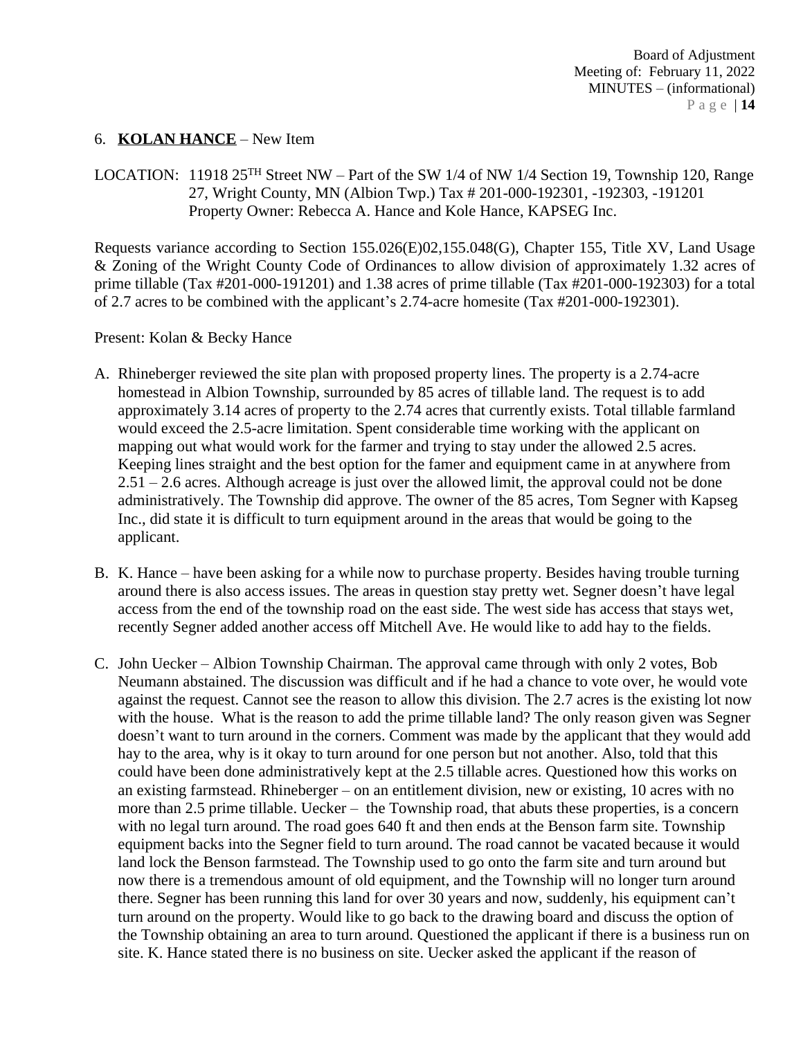6. **KOLAN HANCE** – New Item

LOCATION: 11918 25TH Street NW – Part of the SW 1/4 of NW 1/4 Section 19, Township 120, Range 27, Wright County, MN (Albion Twp.) Tax # 201-000-192301, -192303, -191201
Property Owner: Rebecca A. Hance and Kole Hance, KAPSEG Inc.

Requests variance according to Section 155.026(E)02,155.048(G), Chapter 155, Title XV, Land Usage & Zoning of the Wright County Code of Ordinances to allow division of approximately 1.32 acres of prime tillable (Tax #201-000-191201) and 1.38 acres of prime tillable (Tax #201-000-192303) for a total of 2.7 acres to be combined with the applicant's 2.74-acre homesite (Tax #201-000-192301).

Present: Kolan & Becky Hance

A. Rhineberger reviewed the site plan with proposed property lines. The property is a 2.74-acre homestead in Albion Township, surrounded by 85 acres of tillable land. The request is to add approximately 3.14 acres of property to the 2.74 acres that currently exists. Total tillable farmland would exceed the 2.5-acre limitation. Spent considerable time working with the applicant on mapping out what would work for the farmer and trying to stay under the allowed 2.5 acres. Keeping lines straight and the best option for the famer and equipment came in at anywhere from 2.51 – 2.6 acres. Although acreage is just over the allowed limit, the approval could not be done administratively. The Township did approve. The owner of the 85 acres, Tom Segner with Kapseg Inc., did state it is difficult to turn equipment around in the areas that would be going to the applicant.

B. K. Hance – have been asking for a while now to purchase property. Besides having trouble turning around there is also access issues. The areas in question stay pretty wet. Segner doesn't have legal access from the end of the township road on the east side. The west side has access that stays wet, recently Segner added another access off Mitchell Ave. He would like to add hay to the fields.

C. John Uecker – Albion Township Chairman. The approval came through with only 2 votes, Bob Neumann abstained. The discussion was difficult and if he had a chance to vote over, he would vote against the request. Cannot see the reason to allow this division. The 2.7 acres is the existing lot now with the house. What is the reason to add the prime tillable land? The only reason given was Segner doesn't want to turn around in the corners. Comment was made by the applicant that they would add hay to the area, why is it okay to turn around for one person but not another. Also, told that this could have been done administratively kept at the 2.5 tillable acres. Questioned how this works on an existing farmstead. Rhineberger – on an entitlement division, new or existing, 10 acres with no more than 2.5 prime tillable. Uecker – the Township road, that abuts these properties, is a concern with no legal turn around. The road goes 640 ft and then ends at the Benson farm site. Township equipment backs into the Segner field to turn around. The road cannot be vacated because it would land lock the Benson farmstead. The Township used to go onto the farm site and turn around but now there is a tremendous amount of old equipment, and the Township will no longer turn around there. Segner has been running this land for over 30 years and now, suddenly, his equipment can't turn around on the property. Would like to go back to the drawing board and discuss the option of the Township obtaining an area to turn around. Questioned the applicant if there is a business run on site. K. Hance stated there is no business on site. Uecker asked the applicant if the reason of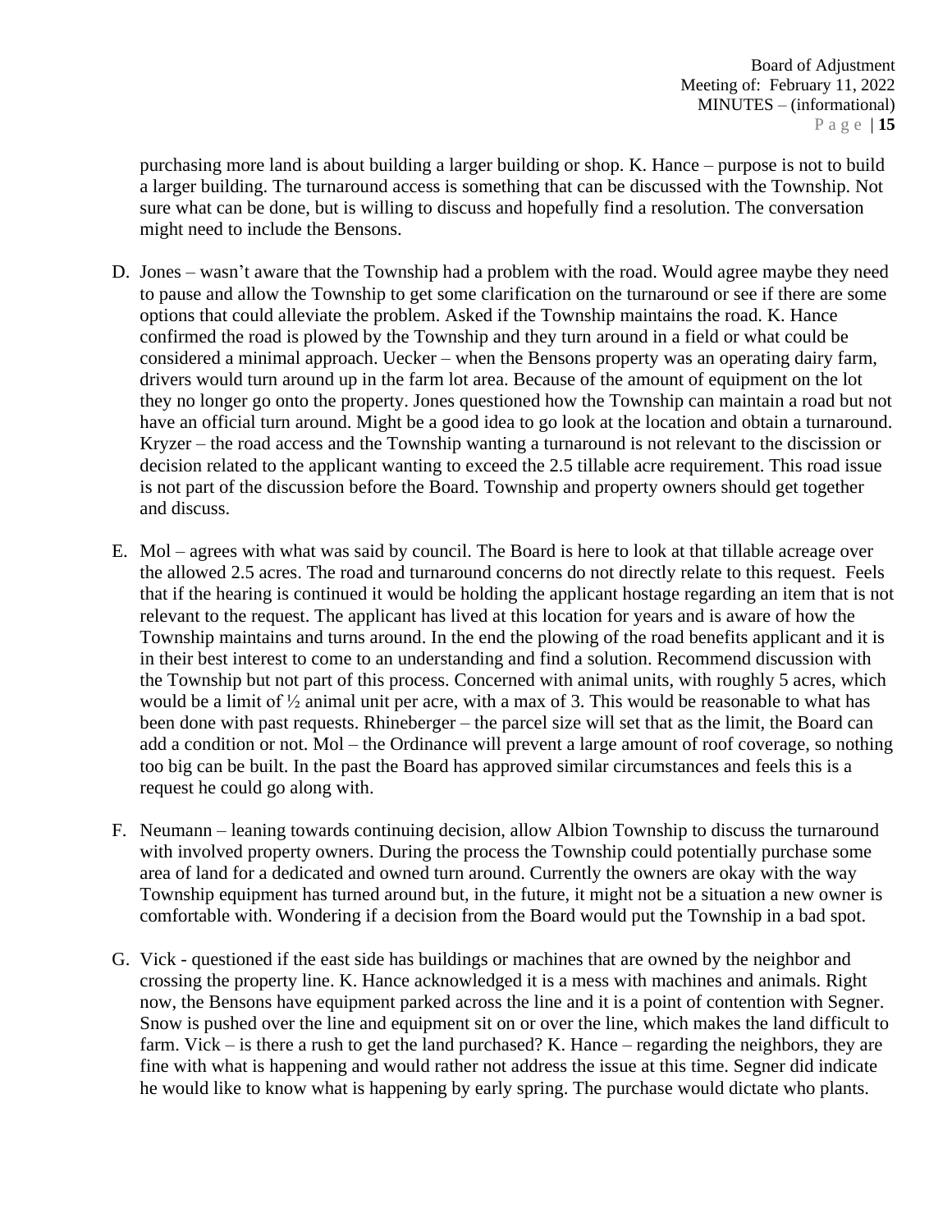purchasing more land is about building a larger building or shop. K. Hance – purpose is not to build a larger building. The turnaround access is something that can be discussed with the Township. Not sure what can be done, but is willing to discuss and hopefully find a resolution. The conversation might need to include the Bensons.

D. Jones – wasn't aware that the Township had a problem with the road. Would agree maybe they need to pause and allow the Township to get some clarification on the turnaround or see if there are some options that could alleviate the problem. Asked if the Township maintains the road. K. Hance confirmed the road is plowed by the Township and they turn around in a field or what could be considered a minimal approach. Uecker – when the Bensons property was an operating dairy farm, drivers would turn around up in the farm lot area. Because of the amount of equipment on the lot they no longer go onto the property. Jones questioned how the Township can maintain a road but not have an official turn around. Might be a good idea to go look at the location and obtain a turnaround. Kryzer – the road access and the Township wanting a turnaround is not relevant to the discission or decision related to the applicant wanting to exceed the 2.5 tillable acre requirement. This road issue is not part of the discussion before the Board. Township and property owners should get together and discuss.

E. Mol – agrees with what was said by council. The Board is here to look at that tillable acreage over the allowed 2.5 acres. The road and turnaround concerns do not directly relate to this request. Feels that if the hearing is continued it would be holding the applicant hostage regarding an item that is not relevant to the request. The applicant has lived at this location for years and is aware of how the Township maintains and turns around. In the end the plowing of the road benefits applicant and it is in their best interest to come to an understanding and find a solution. Recommend discussion with the Township but not part of this process. Concerned with animal units, with roughly 5 acres, which would be a limit of ½ animal unit per acre, with a max of 3. This would be reasonable to what has been done with past requests. Rhineberger – the parcel size will set that as the limit, the Board can add a condition or not. Mol – the Ordinance will prevent a large amount of roof coverage, so nothing too big can be built. In the past the Board has approved similar circumstances and feels this is a request he could go along with.

F. Neumann – leaning towards continuing decision, allow Albion Township to discuss the turnaround with involved property owners. During the process the Township could potentially purchase some area of land for a dedicated and owned turn around. Currently the owners are okay with the way Township equipment has turned around but, in the future, it might not be a situation a new owner is comfortable with. Wondering if a decision from the Board would put the Township in a bad spot.

G. Vick - questioned if the east side has buildings or machines that are owned by the neighbor and crossing the property line. K. Hance acknowledged it is a mess with machines and animals. Right now, the Bensons have equipment parked across the line and it is a point of contention with Segner. Snow is pushed over the line and equipment sit on or over the line, which makes the land difficult to farm. Vick – is there a rush to get the land purchased? K. Hance – regarding the neighbors, they are fine with what is happening and would rather not address the issue at this time. Segner did indicate he would like to know what is happening by early spring. The purchase would dictate who plants.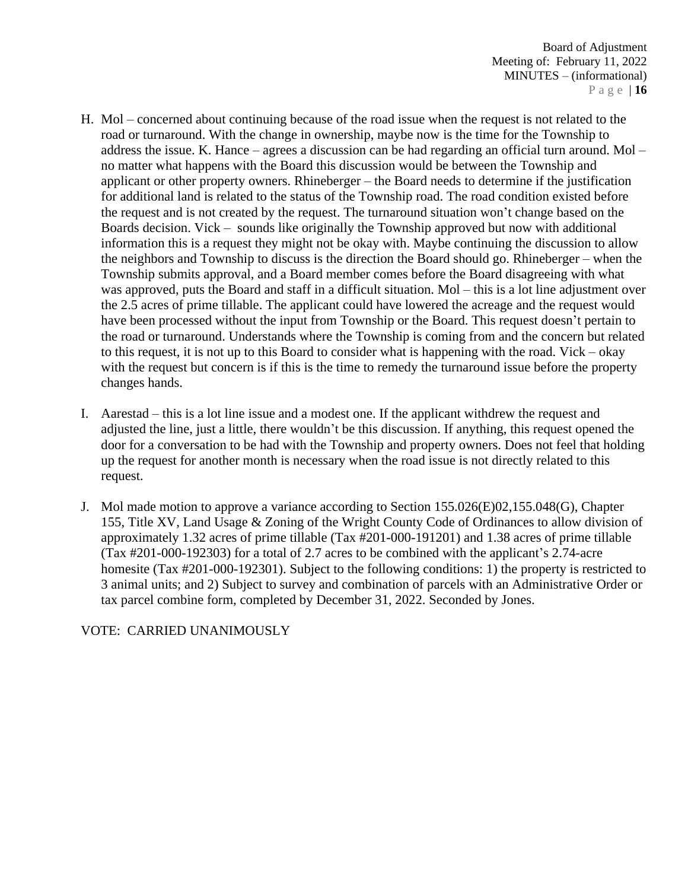H. Mol – concerned about continuing because of the road issue when the request is not related to the road or turnaround. With the change in ownership, maybe now is the time for the Township to address the issue. K. Hance – agrees a discussion can be had regarding an official turn around. Mol – no matter what happens with the Board this discussion would be between the Township and applicant or other property owners. Rhineberger – the Board needs to determine if the justification for additional land is related to the status of the Township road. The road condition existed before the request and is not created by the request. The turnaround situation won't change based on the Boards decision. Vick – sounds like originally the Township approved but now with additional information this is a request they might not be okay with. Maybe continuing the discussion to allow the neighbors and Township to discuss is the direction the Board should go. Rhineberger – when the Township submits approval, and a Board member comes before the Board disagreeing with what was approved, puts the Board and staff in a difficult situation. Mol – this is a lot line adjustment over the 2.5 acres of prime tillable. The applicant could have lowered the acreage and the request would have been processed without the input from Township or the Board. This request doesn't pertain to the road or turnaround. Understands where the Township is coming from and the concern but related to this request, it is not up to this Board to consider what is happening with the road. Vick – okay with the request but concern is if this is the time to remedy the turnaround issue before the property changes hands.

I. Aarestad – this is a lot line issue and a modest one. If the applicant withdrew the request and adjusted the line, just a little, there wouldn't be this discussion. If anything, this request opened the door for a conversation to be had with the Township and property owners. Does not feel that holding up the request for another month is necessary when the road issue is not directly related to this request.

J. Mol made motion to approve a variance according to Section 155.026(E)02,155.048(G), Chapter 155, Title XV, Land Usage & Zoning of the Wright County Code of Ordinances to allow division of approximately 1.32 acres of prime tillable (Tax #201-000-191201) and 1.38 acres of prime tillable (Tax #201-000-192303) for a total of 2.7 acres to be combined with the applicant's 2.74-acre homesite (Tax #201-000-192301). Subject to the following conditions: 1) the property is restricted to 3 animal units; and 2) Subject to survey and combination of parcels with an Administrative Order or tax parcel combine form, completed by December 31, 2022. Seconded by Jones.

VOTE: CARRIED UNANIMOUSLY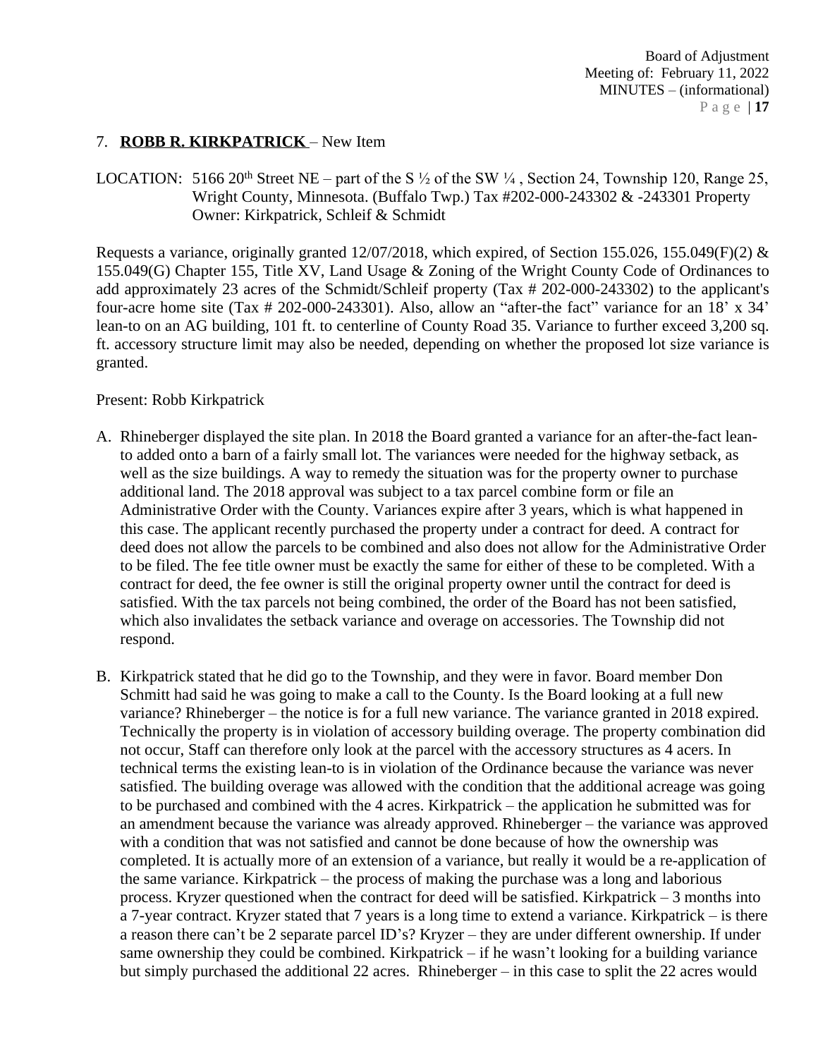7. **ROBB R. KIRKPATRICK** – New Item

LOCATION: 5166 20th Street NE – part of the S ½ of the SW ¼ , Section 24, Township 120, Range 25, Wright County, Minnesota. (Buffalo Twp.) Tax #202-000-243302 & -243301 Property Owner: Kirkpatrick, Schleif & Schmidt

Requests a variance, originally granted 12/07/2018, which expired, of Section 155.026, 155.049(F)(2) & 155.049(G) Chapter 155, Title XV, Land Usage & Zoning of the Wright County Code of Ordinances to add approximately 23 acres of the Schmidt/Schleif property (Tax # 202-000-243302) to the applicant's four-acre home site (Tax # 202-000-243301). Also, allow an "after-the fact" variance for an 18' x 34' lean-to on an AG building, 101 ft. to centerline of County Road 35. Variance to further exceed 3,200 sq. ft. accessory structure limit may also be needed, depending on whether the proposed lot size variance is granted.

Present: Robb Kirkpatrick

A. Rhineberger displayed the site plan. In 2018 the Board granted a variance for an after-the-fact lean-to added onto a barn of a fairly small lot. The variances were needed for the highway setback, as well as the size buildings. A way to remedy the situation was for the property owner to purchase additional land. The 2018 approval was subject to a tax parcel combine form or file an Administrative Order with the County. Variances expire after 3 years, which is what happened in this case. The applicant recently purchased the property under a contract for deed. A contract for deed does not allow the parcels to be combined and also does not allow for the Administrative Order to be filed. The fee title owner must be exactly the same for either of these to be completed. With a contract for deed, the fee owner is still the original property owner until the contract for deed is satisfied. With the tax parcels not being combined, the order of the Board has not been satisfied, which also invalidates the setback variance and overage on accessories. The Township did not respond.

B. Kirkpatrick stated that he did go to the Township, and they were in favor. Board member Don Schmitt had said he was going to make a call to the County. Is the Board looking at a full new variance? Rhineberger – the notice is for a full new variance. The variance granted in 2018 expired. Technically the property is in violation of accessory building overage. The property combination did not occur, Staff can therefore only look at the parcel with the accessory structures as 4 acers. In technical terms the existing lean-to is in violation of the Ordinance because the variance was never satisfied. The building overage was allowed with the condition that the additional acreage was going to be purchased and combined with the 4 acres. Kirkpatrick – the application he submitted was for an amendment because the variance was already approved. Rhineberger – the variance was approved with a condition that was not satisfied and cannot be done because of how the ownership was completed. It is actually more of an extension of a variance, but really it would be a re-application of the same variance. Kirkpatrick – the process of making the purchase was a long and laborious process. Kryzer questioned when the contract for deed will be satisfied. Kirkpatrick – 3 months into a 7-year contract. Kryzer stated that 7 years is a long time to extend a variance. Kirkpatrick – is there a reason there can't be 2 separate parcel ID's? Kryzer – they are under different ownership. If under same ownership they could be combined. Kirkpatrick – if he wasn't looking for a building variance but simply purchased the additional 22 acres. Rhineberger – in this case to split the 22 acres would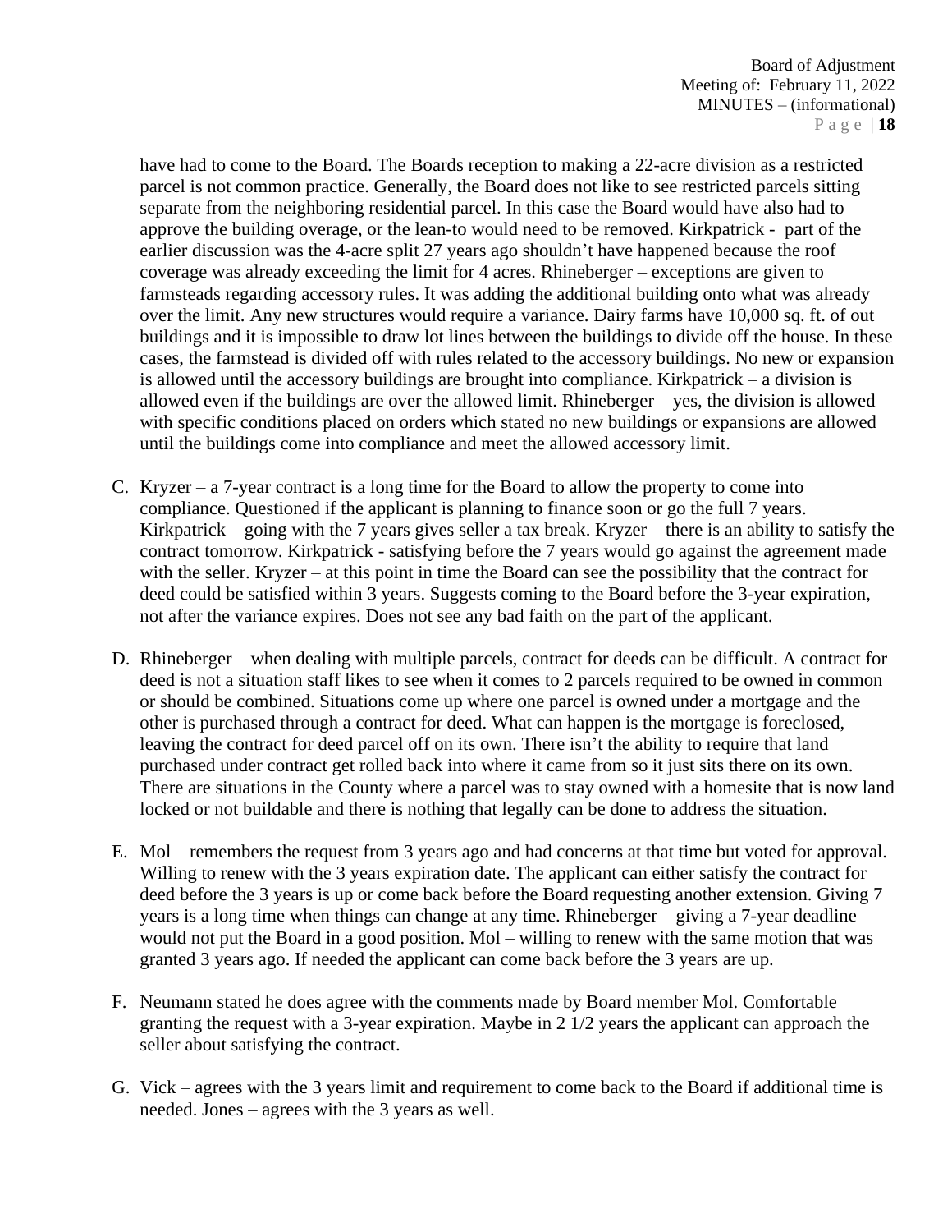have had to come to the Board. The Boards reception to making a 22-acre division as a restricted parcel is not common practice. Generally, the Board does not like to see restricted parcels sitting separate from the neighboring residential parcel. In this case the Board would have also had to approve the building overage, or the lean-to would need to be removed. Kirkpatrick - part of the earlier discussion was the 4-acre split 27 years ago shouldn't have happened because the roof coverage was already exceeding the limit for 4 acres. Rhineberger – exceptions are given to farmsteads regarding accessory rules. It was adding the additional building onto what was already over the limit. Any new structures would require a variance. Dairy farms have 10,000 sq. ft. of out buildings and it is impossible to draw lot lines between the buildings to divide off the house. In these cases, the farmstead is divided off with rules related to the accessory buildings. No new or expansion is allowed until the accessory buildings are brought into compliance. Kirkpatrick – a division is allowed even if the buildings are over the allowed limit. Rhineberger – yes, the division is allowed with specific conditions placed on orders which stated no new buildings or expansions are allowed until the buildings come into compliance and meet the allowed accessory limit.

C. Kryzer – a 7-year contract is a long time for the Board to allow the property to come into compliance. Questioned if the applicant is planning to finance soon or go the full 7 years. Kirkpatrick – going with the 7 years gives seller a tax break. Kryzer – there is an ability to satisfy the contract tomorrow. Kirkpatrick - satisfying before the 7 years would go against the agreement made with the seller. Kryzer – at this point in time the Board can see the possibility that the contract for deed could be satisfied within 3 years. Suggests coming to the Board before the 3-year expiration, not after the variance expires. Does not see any bad faith on the part of the applicant.

D. Rhineberger – when dealing with multiple parcels, contract for deeds can be difficult. A contract for deed is not a situation staff likes to see when it comes to 2 parcels required to be owned in common or should be combined. Situations come up where one parcel is owned under a mortgage and the other is purchased through a contract for deed. What can happen is the mortgage is foreclosed, leaving the contract for deed parcel off on its own. There isn't the ability to require that land purchased under contract get rolled back into where it came from so it just sits there on its own. There are situations in the County where a parcel was to stay owned with a homesite that is now land locked or not buildable and there is nothing that legally can be done to address the situation.

E. Mol – remembers the request from 3 years ago and had concerns at that time but voted for approval. Willing to renew with the 3 years expiration date. The applicant can either satisfy the contract for deed before the 3 years is up or come back before the Board requesting another extension. Giving 7 years is a long time when things can change at any time. Rhineberger – giving a 7-year deadline would not put the Board in a good position. Mol – willing to renew with the same motion that was granted 3 years ago. If needed the applicant can come back before the 3 years are up.

F. Neumann stated he does agree with the comments made by Board member Mol. Comfortable granting the request with a 3-year expiration. Maybe in 2 1/2 years the applicant can approach the seller about satisfying the contract.

G. Vick – agrees with the 3 years limit and requirement to come back to the Board if additional time is needed. Jones – agrees with the 3 years as well.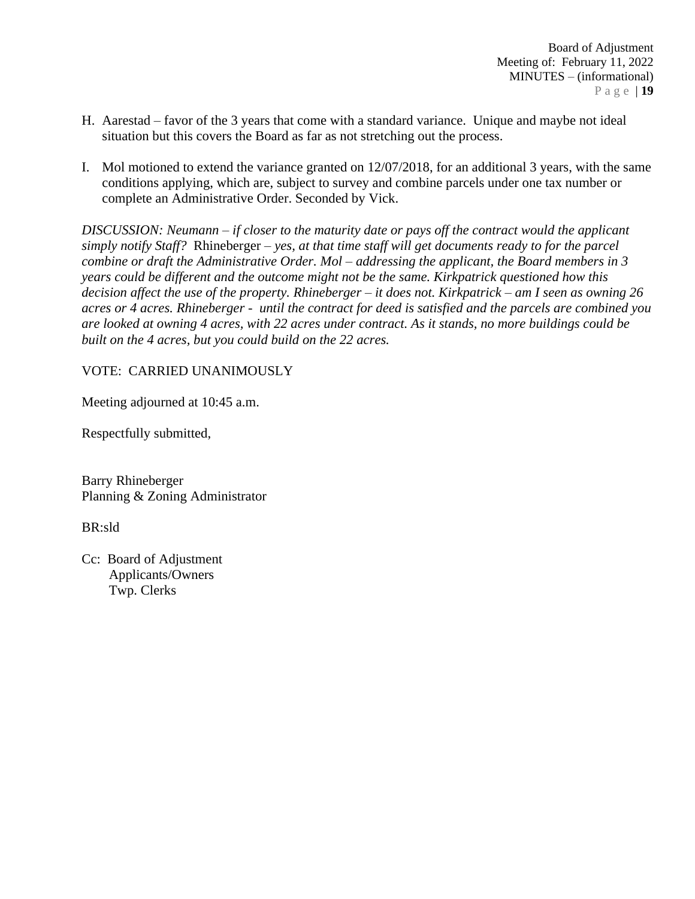H. Aarestad – favor of the 3 years that come with a standard variance. Unique and maybe not ideal situation but this covers the Board as far as not stretching out the process.

I. Mol motioned to extend the variance granted on 12/07/2018, for an additional 3 years, with the same conditions applying, which are, subject to survey and combine parcels under one tax number or complete an Administrative Order. Seconded by Vick.

*DISCUSSION: Neumann – if closer to the maturity date or pays off the contract would the applicant simply notify Staff?* Rhineberger – *yes, at that time staff will get documents ready to for the parcel combine or draft the Administrative Order. Mol – addressing the applicant, the Board members in 3 years could be different and the outcome might not be the same. Kirkpatrick questioned how this decision affect the use of the property. Rhineberger – it does not. Kirkpatrick – am I seen as owning 26 acres or 4 acres. Rhineberger - until the contract for deed is satisfied and the parcels are combined you are looked at owning 4 acres, with 22 acres under contract. As it stands, no more buildings could be built on the 4 acres, but you could build on the 22 acres.*

VOTE: CARRIED UNANIMOUSLY

Meeting adjourned at 10:45 a.m.

Respectfully submitted,

Barry Rhineberger
Planning & Zoning Administrator

BR:sld

Cc: Board of Adjustment
Applicants/Owners
Twp. Clerks